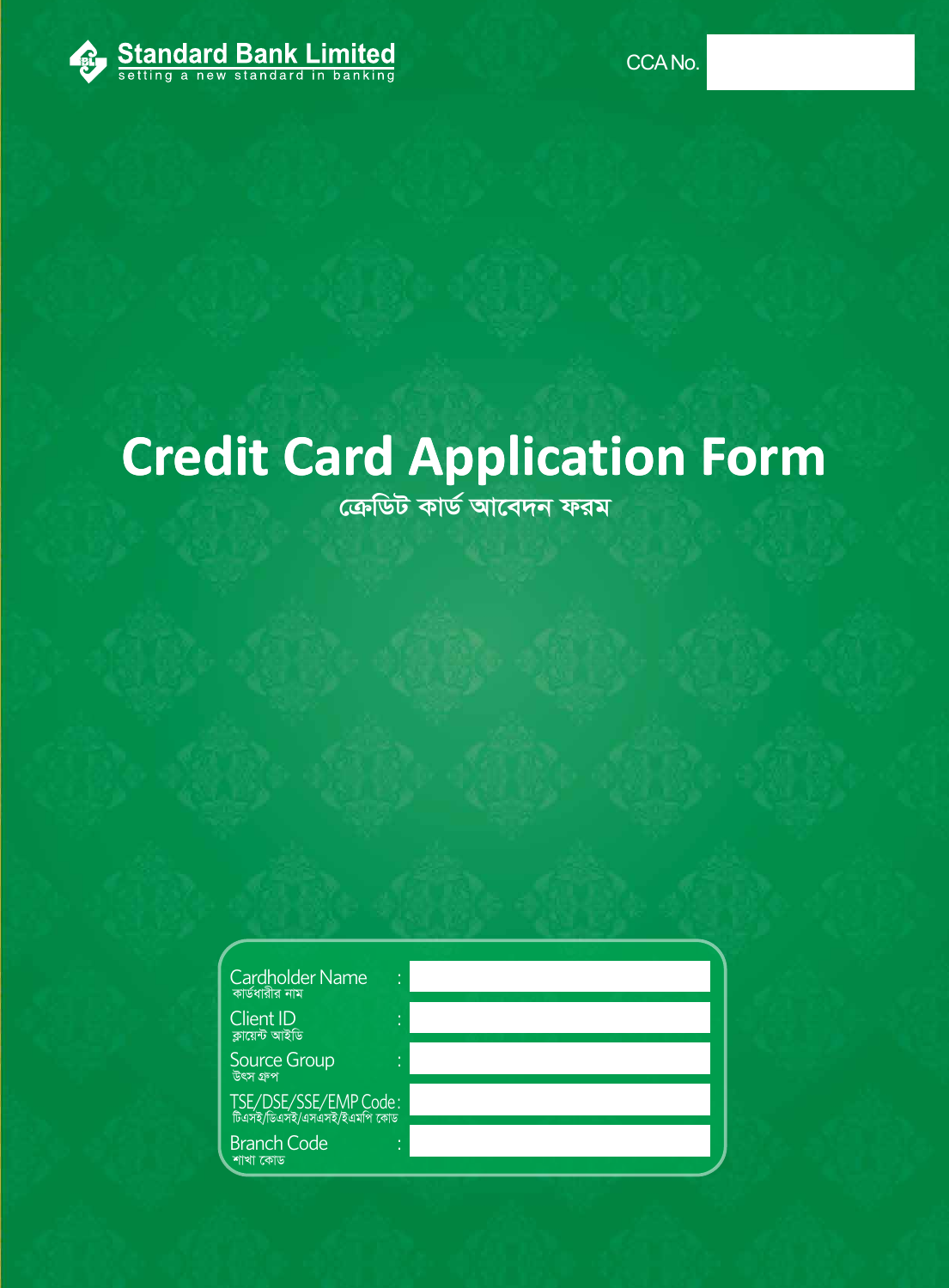**Standard Bank Limited**
setting a new standard in banking

CCA No.

# Credit Card Application Form

## ক্রেডিট কার্ড আবেদন ফরম

| | |
|---|---|
| Cardholder Name<br>কার্ডধারীর নাম : | |
| Client ID<br>ক্লায়েন্ট আইডি : | |
| Source Group<br>উৎস গ্রুপ : | |
| TSE/DSE/SSE/EMP Code :<br>টিএসই/ডিএসই/এসএসই/ইএমপি কোড | |
| Branch Code<br>শাখা কোড : | |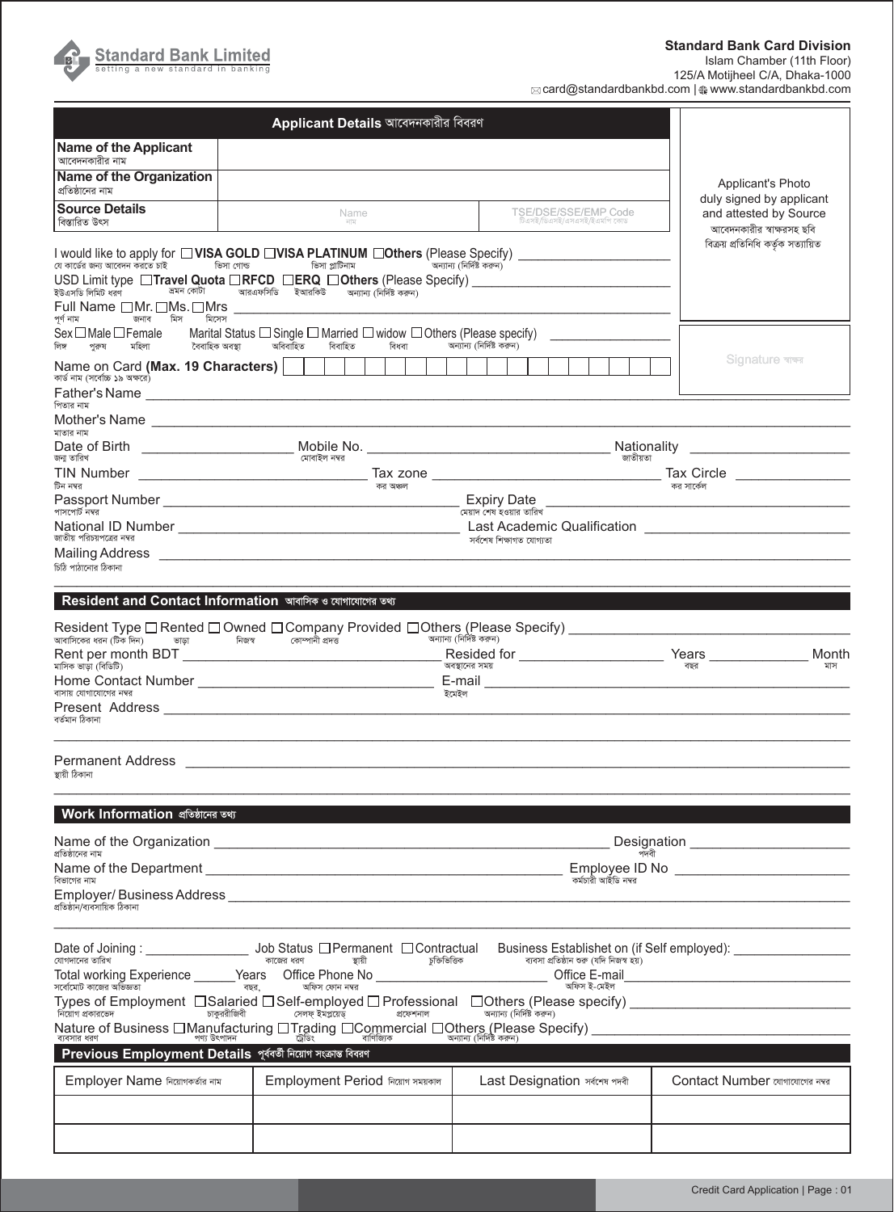**Standard Bank Limited**
setting a new standard in banking

**Standard Bank Card Division**
Islam Chamber (11th Floor)
125/A Motijheel C/A, Dhaka-1000
card@standardbankbd.com | www.standardbankbd.com

## Applicant Details আবেদনকারীর বিবরণ

| Field | | |
|---|---|---|
| **Name of the Applicant** আবেদনকারীর নাম | | |
| **Name of the Organization** প্রতিষ্ঠানের নাম | | |
| **Source Details** বিস্তারিত উৎস | Name নাম | TSE/DSE/SSE/EMP Code টিএসই/ডিএসই/এসএসই/ইএমপি কোড |

Applicant's Photo duly signed by applicant and attested by Source
আবেদনকারীর স্বাক্ষরসহ ছবি বিক্রয় প্রতিনিধি কর্তৃক সত্যায়িত

Signature স্বাক্ষর

I would like to apply for ☐ **VISA GOLD** ☐ **VISA PLATINUM** ☐ **Others** (Please Specify) ____________
যে কার্ডের জন্য আবেদন করতে চাই ভিসা গোল্ড ভিসা প্লাটিনাম অন্যান্য (নির্দিষ্ট করুন)

USD Limit type ☐ **Travel Quota** ☐ **RFCD** ☐ **ERQ** ☐ **Others** (Please Specify) ____________
ইউএসডি লিমিট ধরণ ভ্রমন কোটা আরএফসিডি ইআরকিউ অন্যান্য (নির্দিষ্ট করুন)

Full Name ☐ Mr. ☐ Ms. ☐ Mrs ____________
পূর্ণ নাম জনাব মিস মিসেস

Sex ☐ Male ☐ Female Marital Status ☐ Single ☐ Married ☐ widow ☐ Others (Please specify) ____________
লিঙ্গ পুরুষ মহিলা বৈবাহিক অবস্থা অবিবাহিত বিবাহিত বিধবা অন্যান্য (নির্দিষ্ট করুন)

Name on Card **(Max. 19 Characters)** ☐☐☐☐☐☐☐☐☐☐☐☐☐☐☐☐☐☐☐
কার্ড নাম (সর্বোচ্চ ১৯ অক্ষরে)

Father's Name ____________
পিতার নাম

Mother's Name ____________
মাতার নাম

Date of Birth ____________ Mobile No. ____________ Nationality ____________
জন্ম তারিখ মোবাইল নম্বর জাতীয়তা

TIN Number ____________ Tax zone ____________ Tax Circle ____________
টিন নম্বর কর অঞ্চল কর সার্কেল

Passport Number ____________ Expiry Date ____________
পাসপোর্ট নম্বর মেয়াদ শেষ হওয়ার তারিখ

National ID Number ____________ Last Academic Qualification ____________
জাতীয় পরিচয়পত্রের নম্বর সর্বশেষ শিক্ষাগত যোগ্যতা

Mailing Address ____________
চিঠি পাঠানোর ঠিকানা

## Resident and Contact Information আবাসিক ও যোগাযোগের তথ্য

Resident Type ☐ Rented ☐ Owned ☐ Company Provided ☐ Others (Please Specify) ____________
আবাসিকের ধরন (টিক দিন) ভাড়া নিজস্ব কোম্পানী প্রদত্ত অন্যান্য (নির্দিষ্ট করুন)

Rent per month BDT ____________ Resided for ____________ Years ____________ Month
মাসিক ভাড়া (বিডিটি) অবস্থানের সময় বছর মাস

Home Contact Number ____________ E-mail ____________
বাসায় যোগাযোগের নম্বর ইমেইল

Present Address ____________
বর্তমান ঠিকানা

Permanent Address ____________
স্থায়ী ঠিকানা

## Work Information প্রতিষ্ঠানের তথ্য

Name of the Organization ____________ Designation ____________
প্রতিষ্ঠানের নাম পদবী

Name of the Department ____________ Employee ID No ____________
বিভাগের নাম কর্মচারী আইডি নম্বর

Employer/ Business Address ____________
প্রতিষ্ঠান/ব্যবসায়িক ঠিকানা

Date of Joining : ____________ Job Status ☐ Permanent ☐ Contractual Business Establishet on (if Self employed): ____________
যোগদানের তারিখ কাজের ধরণ স্থায়ী চুক্তিভিত্তিক ব্যবসা প্রতিষ্ঠান শুরু (যদি নিজস্ব হয়)

Total working Experience ______Years Office Phone No ____________ Office E-mail ____________
সর্বমোট কাজের অভিজ্ঞতা বছর, অফিস ফোন নম্বর অফিস ই-মেইল

Types of Employment ☐ Salaried ☐ Self-employed ☐ Professional ☐ Others (Please specify) ____________
নিয়োগ প্রকারভেদ চাকুরীজিবী সেলফ্ ইমপ্লয়েড প্রফেশনাল অন্যান্য (নির্দিষ্ট করুন)

Nature of Business ☐ Manufacturing ☐ Trading ☐ Commercial ☐ Others (Please Specify) ____________
ব্যবসার ধরণ পণ্য উৎপাদন ট্রেডিং বাণিজ্যিক অন্যান্য (নির্দিষ্ট করুন)

## Previous Employment Details পূর্ববর্তী নিয়োগ সংক্রান্ত বিবরণ

| Employer Name নিয়োগকর্তার নাম | Employment Period নিয়োগ সময়কাল | Last Designation সর্বশেষ পদবী | Contact Number যোগাযোগের নম্বর |
|---|---|---|---|
| | | | |
| | | | |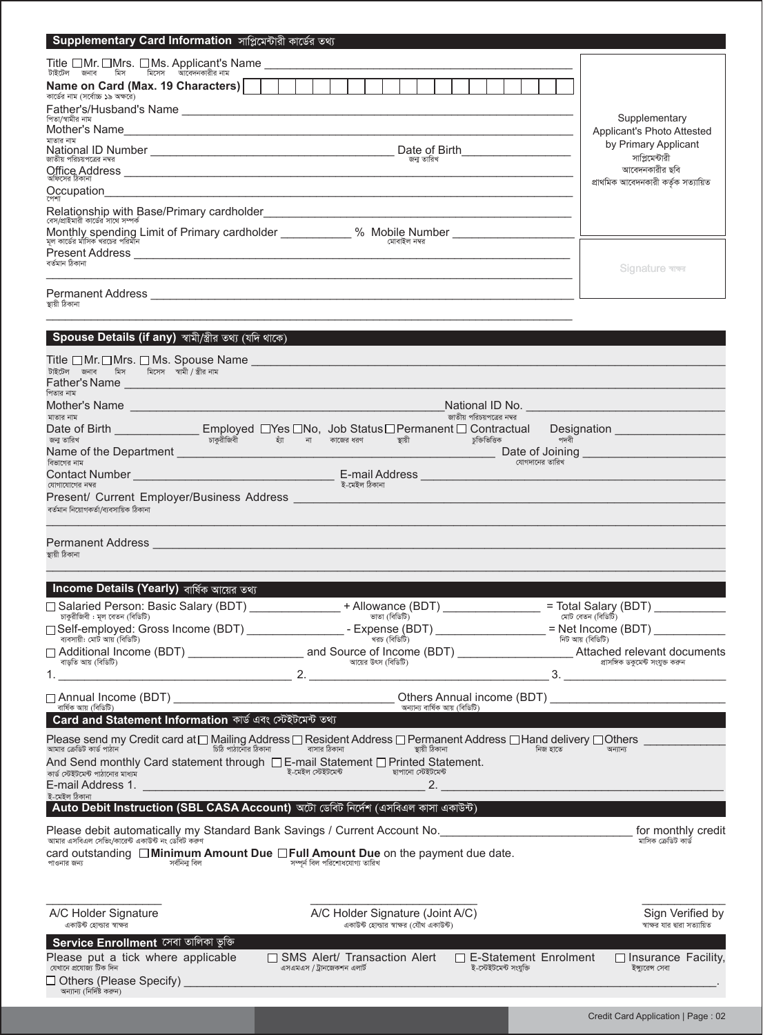## Supplementary Card Information সাপ্লিমেন্টারী কার্ডের তথ্য

Title ☐Mr. ☐Mrs. ☐Ms. Applicant's Name ____________________
টাইটেল জনাব মিস মিসেস আবেদনকারীর নাম

**Name on Card (Max. 19 Characters)** | | | | | | | | | | | | | | | | | | | |
কার্ডের নাম (সর্বোচ্চ ১৯ অক্ষরে)

Father's/Husband's Name ____________________
পিতা/স্বামীর নাম

Mother's Name ____________________
মাতার নাম

National ID Number ____________________ Date of Birth ____________________
জাতীয় পরিচয়পত্রের নম্বর জন্ম তারিখ

Office Address ____________________
অফিসের ঠিকানা

Occupation ____________________
পেশা

Relationship with Base/Primary cardholder ____________________
বেস/প্রাইমারী কার্ডের সাথে সম্পর্ক

Monthly spending Limit of Primary cardholder __________ % Mobile Number ____________________
মূল কার্ডের মাসিক খরচের পরিমাণ মোবাইল নম্বর

Present Address ____________________
বর্তমান ঠিকানা

____________________

Permanent Address ____________________
স্থায়ী ঠিকানা

____________________

Supplementary Applicant's Photo Attested by Primary Applicant
সাপ্লিমেন্টারী আবেদনকারীর ছবি প্রাথমিক আবেদনকারী কর্তৃক সত্যায়িত

Signature স্বাক্ষর

## Spouse Details (if any) স্বামী/স্ত্রীর তথ্য (যদি থাকে)

Title ☐Mr. ☐Mrs. ☐ Ms. Spouse Name ____________________
টাইটেল জনাব মিস মিসেস স্বামী / স্ত্রীর নাম

Father's Name ____________________
পিতার নাম

Mother's Name ____________________ National ID No. ____________________
মাতার নাম জাতীয় পরিচয়পত্রের নম্বর

Date of Birth __________ Employed ☐Yes ☐No, Job Status ☐ Permanent ☐ Contractual Designation __________
জন্ম তারিখ চাকুরীজিবী হ্যাঁ না কাজের ধরণ স্থায়ী চুক্তিভিত্তিক পদবী

Name of the Department ____________________ Date of Joining ____________________
বিভাগের নাম যোগদানের তারিখ

Contact Number ____________________ E-mail Address ____________________
যোগাযোগের নম্বর ই-মেইল ঠিকানা

Present/ Current Employer/Business Address ____________________
বর্তমান নিয়োগকর্তা/ব্যবসায়িক ঠিকানা

____________________

Permanent Address ____________________
স্থায়ী ঠিকানা

____________________

## Income Details (Yearly) বার্ষিক আয়ের তথ্য

☐ Salaried Person: Basic Salary (BDT) __________ + Allowance (BDT) __________ = Total Salary (BDT) __________
চাকুরীজিবী : মূল বেতন (বিডিটি) ভাতা (বিডিটি) মোট বেতন (বিডিটি)

☐ Self-employed: Gross Income (BDT) __________ - Expense (BDT) __________ = Net Income (BDT) __________
ব্যবসায়ী: মোট আয় (বিডিটি) খরচ (বিডিটি) নিট আয় (বিডিটি)

☐ Additional Income (BDT) __________ and Source of Income (BDT) __________ Attached relevant documents
বাড়তি আয় (বিডিটি) আয়ের উৎস (বিডিটি) প্রাসঙ্গিক ডকুমেন্ট সংযুক্ত করুন

1. __________ 2. __________ 3. __________

☐ Annual Income (BDT) __________ Others Annual income (BDT) __________
বার্ষিক আয় (বিডিটি) অন্যান্য বার্ষিক আয় (বিডিটি)

## Card and Statement Information কার্ড এবং স্টেইটমেন্ট তথ্য

Please send my Credit card at ☐ Mailing Address ☐ Resident Address ☐ Permanent Address ☐ Hand delivery ☐ Others __________
আমার ক্রেডিট কার্ড পাঠান চিঠি পাঠানোর ঠিকানা বাসার ঠিকানা স্থায়ী ঠিকানা নিজ হাতে অন্যান্য

And Send monthly Card statement through ☐ E-mail Statement ☐ Printed Statement.
কার্ড স্টেইটমেন্ট পাঠানোর মাধ্যম ই-মেইল স্টেইটমেন্ট ছাপানো স্টেইটমেন্ট

E-mail Address 1. ____________________ 2. ____________________
ই-মেইল ঠিকানা

## Auto Debit Instruction (SBL CASA Account) অটো ডেবিট নির্দেশ (এসবিএল কাসা একাউন্ট)

Please debit automatically my Standard Bank Savings / Current Account No. ____________________ for monthly credit card outstanding ☐ **Minimum Amount Due** ☐ **Full Amount Due** on the payment due date.
আমার এসবিএল সেভিং/কারেন্ট একাউন্ট নং ডেবিট করুন মাসিক ক্রেডিট কার্ড পাওনার জন্য সর্বনিম্ন বিল সম্পূর্ন বিল পরিশোধযোগ্য তারিখ

__________ A/C Holder Signature
একাউন্ট হোল্ডার স্বাক্ষর

__________ A/C Holder Signature (Joint A/C)
একাউন্ট হোল্ডার স্বাক্ষর (যৌথ একাউন্ট)

__________ Sign Verified by
স্বাক্ষর যার দ্বারা সত্যায়িত

## Service Enrollment সেবা তালিকা ভুক্তি

Please put a tick where applicable ☐ SMS Alert/ Transaction Alert ☐ E-Statement Enrolment ☐ Insurance Facility,
যেখানে প্রযোজ্য টিক দিন এসএমএস / ট্রানজেকশন এলার্ট ই-স্টেইটমেন্ট সংযুক্তি ইন্স্যুরেন্স সেবা

☐ Others (Please Specify) ____________________.
অন্যান্য (নির্দিষ্ট করুন)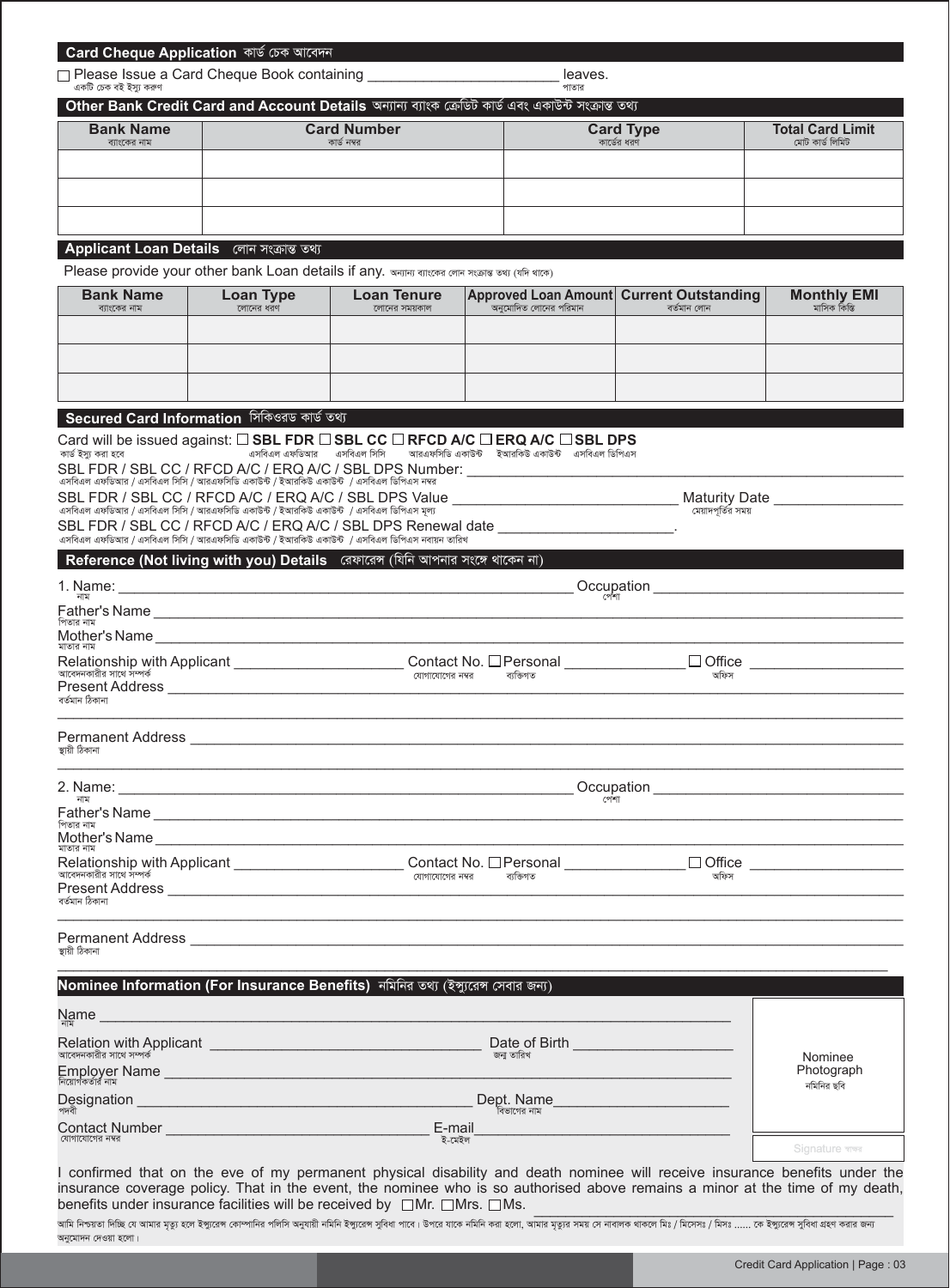## Card Cheque Application কার্ড চেক আবেদন

☐ Please Issue a Card Cheque Book containing ________________________ leaves.
একটি চেক বই ইস্যু করুন পাতার

## Other Bank Credit Card and Account Details অন্যান্য ব্যাংক ক্রেডিট কার্ড এবং একাউন্ট সংক্রান্ত তথ্য

| Bank Name ব্যাংকের নাম | Card Number কার্ড নম্বর | Card Type কার্ডের ধরণ | Total Card Limit মোট কার্ড লিমিট |
|---|---|---|---|
| | | | |
| | | | |
| | | | |

## Applicant Loan Details লোন সংক্রান্ত তথ্য

Please provide your other bank Loan details if any. অন্যান্য ব্যাংকের লোন সংক্রান্ত তথ্য (যদি থাকে)

| Bank Name ব্যাংকের নাম | Loan Type লোনের ধরণ | Loan Tenure লোনের সময়কাল | Approved Loan Amount অনুমোদিত লোনের পরিমান | Current Outstanding বর্তমান লোন | Monthly EMI মাসিক কিস্তি |
|---|---|---|---|---|---|
| | | | | | |
| | | | | | |
| | | | | | |

## Secured Card Information সিকিওরড কার্ড তথ্য

Card will be issued against: ☐ **SBL FDR** ☐ **SBL CC** ☐ **RFCD A/C** ☐ **ERQ A/C** ☐ **SBL DPS**
কার্ড ইস্যু করা হবে এসবিএল এফডিআর এসবিএল সিসি আরএফসিডি একাউন্ট ইআরকিউ একাউন্ট এসবিএল ডিপিএস

SBL FDR / SBL CC / RFCD A/C / ERQ A/C / SBL DPS Number: ________________________________
এসবিএল এফডিআর / এসবিএল সিসি / আরএফসিডি একাউন্ট / ইআরকিউ একাউন্ট / এসবিএল ডিপিএস নম্বর

SBL FDR / SBL CC / RFCD A/C / ERQ A/C / SBL DPS Value ____________________ Maturity Date ________________
এসবিএল এফডিআর / এসবিএল সিসি / আরএফসিডি একাউন্ট / ইআরকিউ একাউন্ট / এসবিএল ডিপিএস মূল্য মেয়াদপূর্তির সময়

SBL FDR / SBL CC / RFCD A/C / ERQ A/C / SBL DPS Renewal date ______________________.
এসবিএল এফডিআর / এসবিএল সিসি / আরএফসিডি একাউন্ট / ইআরকিউ একাউন্ট / এসবিএল ডিপিএস নবায়ন তারিখ

## Reference (Not living with you) Details রেফারেন্স (যিনি আপনার সংঙ্গে থাকেন না)

1. Name: ________________________________ Occupation ________________________
নাম পেশা

Father's Name ________________________________________________
পিতার নাম

Mother's Name ________________________________________________
মাতার নাম

Relationship with Applicant ____________________ Contact No. ☐ Personal ______________ ☐ Office ________________
আবেদনকারীর সাথে সম্পর্ক যোগাযোগের নম্বর ব্যক্তিগত অফিস

Present Address ________________________________________________
বর্তমান ঠিকানা

Permanent Address ________________________________________________
স্থায়ী ঠিকানা

2. Name: ________________________________ Occupation ________________________
নাম পেশা

Father's Name ________________________________________________
পিতার নাম

Mother's Name ________________________________________________
মাতার নাম

Relationship with Applicant ____________________ Contact No. ☐ Personal ______________ ☐ Office ________________
আবেদনকারীর সাথে সম্পর্ক যোগাযোগের নম্বর ব্যক্তিগত অফিস

Present Address ________________________________________________
বর্তমান ঠিকানা

Permanent Address ________________________________________________
স্থায়ী ঠিকানা

## Nominee Information (For Insurance Benefits) নমিনির তথ্য (ইন্স্যুরেন্স সেবার জন্য)

Name ________________________________________________
নাম

Relation with Applicant ________________________ Date of Birth ____________________
আবেদনকারীর সাথে সম্পর্ক জন্ম তারিখ

Employer Name ________________________________________________
নিয়োগকর্তার নাম

Designation ________________________________ Dept. Name ____________________
পদবী বিভাগের নাম

Contact Number ________________________ E-mail ________________________
যোগাযোগের নম্বর ই-মেইল

Nominee Photograph
নমিনির ছবি

Signature স্বাক্ষর

I confirmed that on the eve of my permanent physical disability and death nominee will receive insurance benefits under the insurance coverage policy. That in the event, the nominee who is so authorised above remains a minor at the time of my death, benefits under insurance facilities will be received by ☐Mr. ☐Mrs. ☐Ms. ________________________________

আমি নিশ্চয়তা দিচ্ছি যে আমার মৃত্যু হলে ইন্স্যুরেন্স কোম্পানির পলিসি অনুযায়ী নমিনি ইন্স্যুরেন্স সুবিধা পাবে। উপরে যাকে নমিনি করা হলো, আমার মৃত্যুর সময় সে নাবালক থাকলে মিঃ / মিসেসঃ / মিসঃ ...... কে ইন্স্যুরেন্স সুবিধা গ্রহণ করার জন্য অনুমোদন দেওয়া হলো।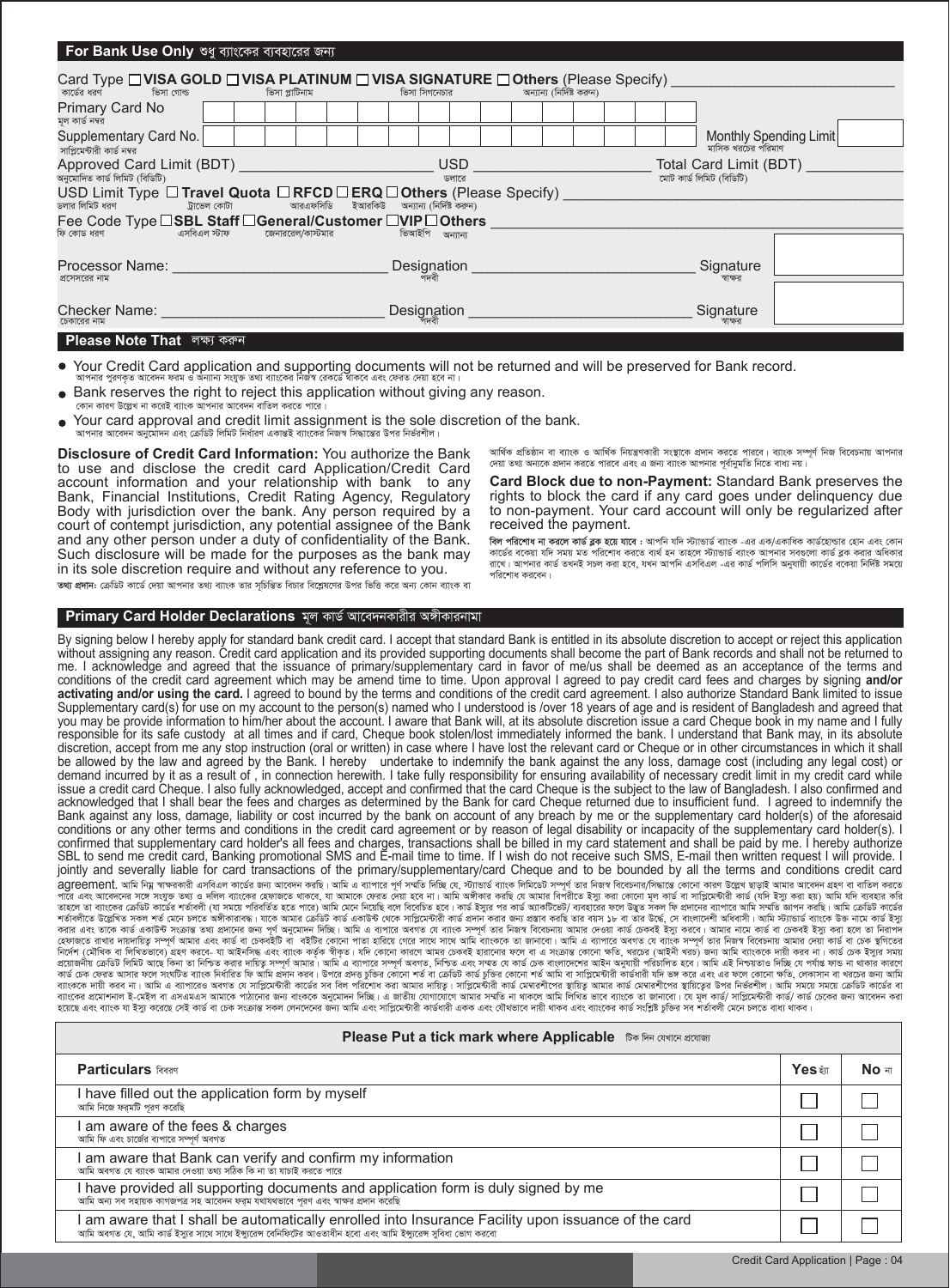## For Bank Use Only শুধু ব্যাংকের ব্যবহারের জন্য

Card Type ☐ **VISA GOLD** ☐ **VISA PLATINUM** ☐ **VISA SIGNATURE** ☐ **Others** (Please Specify) ______________________
কার্ডের ধরণ ভিসা গোল্ড ভিসা প্লাটিনাম ভিসা সিগনেচার অন্যান্য (নির্দিষ্ট করুন)

Primary Card No ☐☐☐☐☐☐☐☐☐☐☐☐☐☐☐☐
মূল কার্ড নম্বর

Supplementary Card No. ☐☐☐☐☐☐☐☐☐☐☐☐☐☐☐☐ Monthly Spending Limit ☐
সাপ্লিমেন্টারী কার্ড নম্বর মাসিক খরচের পরিমাণ

Approved Card Limit (BDT) ______________ USD ______________ Total Card Limit (BDT) ______________
অনুমোদিত কার্ড লিমিট (বিডিটি) ডলারে মোট কার্ড লিমিট (বিডিটি)

USD Limit Type ☐ **Travel Quota** ☐ **RFCD** ☐ **ERQ** ☐ **Others** (Please Specify) ______________________
ডলার লিমিট ধরণ ট্রাভেল কোটা আরএফসিডি ইআরকিউ অন্যান্য (নির্দিষ্ট করুন)

Fee Code Type ☐ **SBL Staff** ☐ **General/Customer** ☐ **VIP** ☐ **Others** ______________________
ফি কোড ধরণ এসবিএল স্টাফ জেনারেল/কাস্টমার ভিআইপি অন্যান্য

Processor Name: ______________ Designation ______________ Signature ______________
প্রসেসরের নাম পদবী স্বাক্ষর

Checker Name: ______________ Designation ______________ Signature ______________
চেকারের নাম পদবী স্বাক্ষর

## Please Note That লক্ষ্য করুন

- Your Credit Card application and supporting documents will not be returned and will be preserved for Bank record.
  আপনার পূরণকৃত আবেদন ফরম ও অন্যান্য সংযুক্ত তথ্য ব্যাংকের নিজস্ব রেকর্ডে থাকবে এবং এরে ফেরত দেয়া হবে না।
- Bank reserves the right to reject this application without giving any reason.
  কোন কারণ উল্লেখ না করেই ব্যাংক আপনার আবেদন বাতিল করতে পারে।
- Your card approval and credit limit assignment is the sole discretion of the bank.
  আপনার আবেদন অনুমোদন এবং ক্রেডিট লিমিট নির্ধারণ একান্তই ব্যাংকের নিজস্ব সিদ্ধান্তের উপর নির্ভরশীল।

**Disclosure of Credit Card Information:** You authorize the Bank to use and disclose the credit card Application/Credit Card account information and your relationship with bank to any Bank, Financial Institutions, Credit Rating Agency, Regulatory Body with jurisdiction over the bank. Any person required by a court of contempt jurisdiction, any potential assignee of the Bank and any other person under a duty of confidentiality of the Bank. Such disclosure will be made for the purposes as the bank may in its sole discretion require and without any reference to you.

**তথ্য প্রদান:** ক্রেডিট কার্ডে দেয়া আপনার তথ্য ব্যাংক তার সুচিন্তিত বিচার বিশ্লেষণের উপর ভিত্তি করে অন্য কোন ব্যাংক বা আর্থিক প্রতিষ্ঠান বা ব্যাংক ও আর্থিক নিয়ন্ত্রণকারী সংস্থাকে প্রদান করতে পারবে। ব্যাংক সম্পূর্ণ নিজ বিবেচনায় আপনার দেয়া তথ্য অন্যকে প্রদান করতে পারবে এবং এ জন্য ব্যাংক আপনার পূর্বানুমতি নিতে বাধ্য নয়।

**Card Block due to non-Payment:** Standard Bank preserves the rights to block the card if any card goes under delinquency due to non-payment. Your card account will only be regularized after received the payment.

**বিল পরিশোধ না করলে কার্ড ব্লক হয়ে যাবে :** আপনি যদি স্ট্যান্ডার্ড ব্যাংক -এর এক/একাধিক কার্ডহোল্ডার হোন এবং কোন কার্ডের বকেয়া যদি সময় মত পরিশোধ করতে ব্যর্থ হন তাহলে স্ট্যান্ডার্ড ব্যাংক আপনার সবগুলো কার্ড ব্লক করার অধিকার রাখে। আপনার কার্ড তখনই সচল করা হবে, যখন আপনি এসবিএল -এর কার্ড পলিসি অনুযায়ী কার্ডের বকেয়া নির্দিষ্ট সময়ে পরিশোধ করবেন।

## Primary Card Holder Declarations মূল কার্ড আবেদনকারীর অঙ্গীকারনামা

By signing below I hereby apply for standard bank credit card. I accept that standard Bank is entitled in its absolute discretion to accept or reject this application without assigning any reason. Credit card application and its provided supporting documents shall become the part of Bank records and shall not be returned to me. I acknowledge and agreed that the issuance of primary/supplementary card in favor of me/us shall be deemed as an acceptance of the terms and conditions of the credit card agreement which may be amend time to time. Upon approval I agreed to pay credit card fees and charges by signing **and/or activating and/or using the card.** I agreed to bound by the terms and conditions of the credit card agreement. I also authorize Standard Bank limited to issue Supplementary card(s) for use on my account to the person(s) named who I understood is /over 18 years of age and is resident of Bangladesh and agreed that you may be provide information to him/her about the account. I aware that Bank will, at its absolute discretion issue a card Cheque book in my name and I fully responsible for its safe custody at all times and if card, Cheque book stolen/lost immediately informed the bank. I understand that Bank may, in its absolute discretion, accept from me any stop instruction (oral or written) in case where I have lost the relevant card or Cheque or in other circumstances in which it shall be allowed by the law and agreed by the Bank. I hereby undertake to indemnify the bank against the any loss, damage cost (including any legal cost) or demand incurred by it as a result of , in connection herewith. I take fully responsibility for ensuring availability of necessary credit limit in my credit card while issue a credit card Cheque. I also fully acknowledged, accept and confirmed that the card Cheque is the subject to the law of Bangladesh. I also confirmed and acknowledged that I shall bear the fees and charges as determined by the Bank for card Cheque returned due to insufficient fund. I agreed to indemnify the Bank against any loss, damage, liability or cost incurred by the bank on account of any breach by me or the supplementary card holder(s) of the aforesaid conditions or any other terms and conditions in the credit card agreement or by reason of legal disability or incapacity of the supplementary card holder(s). I confirmed that supplementary card holder's all fees and charges, transactions shall be billed in my card statement and shall be paid by me. I hereby authorize SBL to send me credit card, Banking promotional SMS and E-mail time to time. If I wish do not receive such SMS, E-mail then written request I will provide. I jointly and severally liable for card transactions of the primary/supplementary/card Cheque and to be bounded by all the terms and conditions credit card agreement. আমি নিম্ন স্বাক্ষরকারী এসবিএল কার্ডের জন্য আবেদন করছি। আমি এ ব্যাপারে পূর্ণ সম্মতি দিচ্ছি যে, স্ট্যান্ডার্ড ব্যাংক লিমিটেড সম্পূর্ণ তার নিজস্ব বিবেচনার/সিদ্ধান্তে কোনো কারণ উল্লেখ ছাড়াই আমার আবেদন গ্রহণ বা বাতিল করতে পারে এবং আবেদনের সঙ্গে সংযুক্ত তথ্য ও দলিল ব্যাংকের হেফাজতে থাকবে, যা আমাকে ফেরত দেয়া হবে না। আমি অঙ্গীকার করছি যে আমার বিপরীতে ইস্যু করা কোনো মূল কার্ড বা সাপ্লিমেন্টারী কার্ড (যদি ইস্যু করা হয়) আমি যদি ব্যবহার করি তাহলে তা ব্যাংকের ক্রেডিট কার্ডের শর্তাবলী (যা সময়ে পরিবর্তিত হতে পারে) আমি মেনে নিয়েছি বলে বিবেচিত হবে। কার্ড ইস্যুর পর কার্ড অ্যাকটিভেট/ ব্যবহারের ফলে উদ্ভূত সকল ফি প্রদানের ব্যাপারে আমি সম্মতি জ্ঞাপন করছি। আমি ক্রেডিট কার্ডের শর্তাবলীতে উল্লেখিত সকল শর্ত মেনে চলতে অঙ্গীকারাবদ্ধ। যাকে আমার ক্রেডিট কার্ড একাউন্ট থেকে সাপ্লিমেন্টারী কার্ড প্রদান করার জন্য প্রস্তাব করছি তার বয়স ১৮ বা তার উর্ধ্বে, সে বাংলাদেশী অধিবাসী। আমি স্ট্যান্ডার্ড ব্যাংকে উক্ত নামে কার্ড ইস্যু করার এবং তাকে কার্ড একাউন্ট সংক্রান্ত তথ্য প্রদানের জন্য পূর্ণ অনুমোদন দিচ্ছি। আমি এ ব্যাপারে অবগত যে ব্যাংক সম্পূর্ণ তার নিজস্ব বিবেচনায় আমার দেওয়া কার্ড চেকবই ইস্যু করবে। আমার নামে কার্ড বা চেকবই ইস্যু করা হলে তা নিরাপদ হেফাজতে রাখার দায়দায়িত্ব সম্পূর্ণ আমার এবং কার্ড বা চেকবইটি বা বইটির কোনো পাতা হারিয়ে গেলে সাথে সাথে আমি ব্যাংককে তা জানাবো। আমি এ ব্যাপারে অবগত যে ব্যাংক সম্পূর্ণ তার নিজস্ব বিবেচনায় আমার দেয়া কার্ড বা চেক স্থগিতের নির্দেশ (মৌখিক বা লিখিতভাবে) গ্রহণ করবে- যা আইনসিদ্ধ এবং ব্যাংক কর্তৃক স্বীকৃত। যদি কোনো কারণে আমার চেকবই হারানোর ফলে বা এ সংক্রান্ত কোনো ক্ষতি, খরচের (আইনী খরচ) জন্য আমি ব্যাংককে দায়ী করব না। কার্ড চেক ইস্যুর সময় প্রয়োজনীয় ক্রেডিট লিমিট আছে কিনা তা নিশ্চিত করার দায়িত্ব সম্পূর্ণ আমার। আমি এ ব্যাপারে সম্পূর্ণ অবগত, নিশ্চিত এবং সম্মত যে কার্ড চেক বাংলাদেশের আইন অনুযায়ী পরিচালিত হবে। আমি এই নিশ্চয়তাও দিচ্ছি যে পর্যাপ্ত ফান্ড না থাকার কারণে কার্ড চেক ফেরত আসার ফলে সংঘটিত ব্যাংক নির্ধারিত ফি আমি প্রদান করব। উপরে প্রদত্ত চুক্তির কোনো শর্ত বা ক্রেডিট কার্ড চুক্তির কোনো শর্ত আমি বা সাপ্লিমেন্টারী কার্ডধারী যদি ভঙ্গ করে এবং এর ফলে কোনো ক্ষতি, লোকসান বা খরচের জন্য আমি ব্যাংককে দায়ী করব না। আমি এ ব্যাপারেও অবগত যে সাপ্লিমেন্টারী কার্ডের সব বিল পরিশোধ করা আমার দায়িত্ব। সাপ্লিমেন্টারী কার্ড মেম্বারশীপের স্থায়িত্ব আমার কার্ড মেম্বারশীপের উপর নির্ভরশীল। আমি সময়ে সময়ে ক্রেডিট কার্ডের বা ব্যাংকের প্রমোশনাল ই-মেইল বা এসএমএস আমাকে পাঠানোর জন্য ব্যাংককে অনুমোদন দিচ্ছি। এ জাতীয় যোগাযোগে আমার সম্মতি না থাকলে আমি লিখিত ভাবে ব্যাংকে তা জানাবো। যে মূল কার্ড/ সাপ্লিমেন্টারী কার্ড/ কার্ড চেকের জন্য আবেদন করা হয়েছে এবং ব্যাংক যা ইস্যু করেছে সেই কার্ড বা চেক সংক্রান্ত সকল লেনদেনের জন্য আমি এবং সাপ্লিমেন্টারী কার্ডধারী একক এবং যৌথভাবে দায়ী থাকব এবং ব্যাংকের কার্ড সংশ্লিষ্ট চুক্তির সব শর্তাবলী মেনে চলতে বাধ্য থাকব।

**Please Put a tick mark where Applicable** টিক দিন যেখানে প্রযোজ্য

| **Particulars** বিবরণ | **Yes** হ্যাঁ | **No** না |
|---|---|---|
| I have filled out the application form by myself<br>আমি নিজে ফরমটি পূরণ করেছি | ☐ | ☐ |
| I am aware of the fees & charges<br>আমি ফি এবং চার্জের ব্যাপারে সম্পূর্ণ অবগত | ☐ | ☐ |
| I am aware that Bank can verify and confirm my information<br>আমি অবগত যে ব্যাংক আমার দেওয়া তথ্য সঠিক কি না তা যাচাই করতে পারে | ☐ | ☐ |
| I have provided all supporting documents and application form is duly signed by me<br>আমি অন্য সব সহায়ক কাগজপত্র সহ আবেদন ফরম যথাযথভাবে পূরণ এবং স্বাক্ষর প্রদান করেছি | ☐ | ☐ |
| I am aware that I shall be automatically enrolled into Insurance Facility upon issuance of the card<br>আমি অবগত যে, আমি কার্ড ইস্যুর সাথে সাথে ইন্স্যুরেন্স বেনিফিটের আওতাধীন হবো এবং আমি ইন্স্যুরেন্স সুবিধা ভোগ করবো | ☐ | ☐ |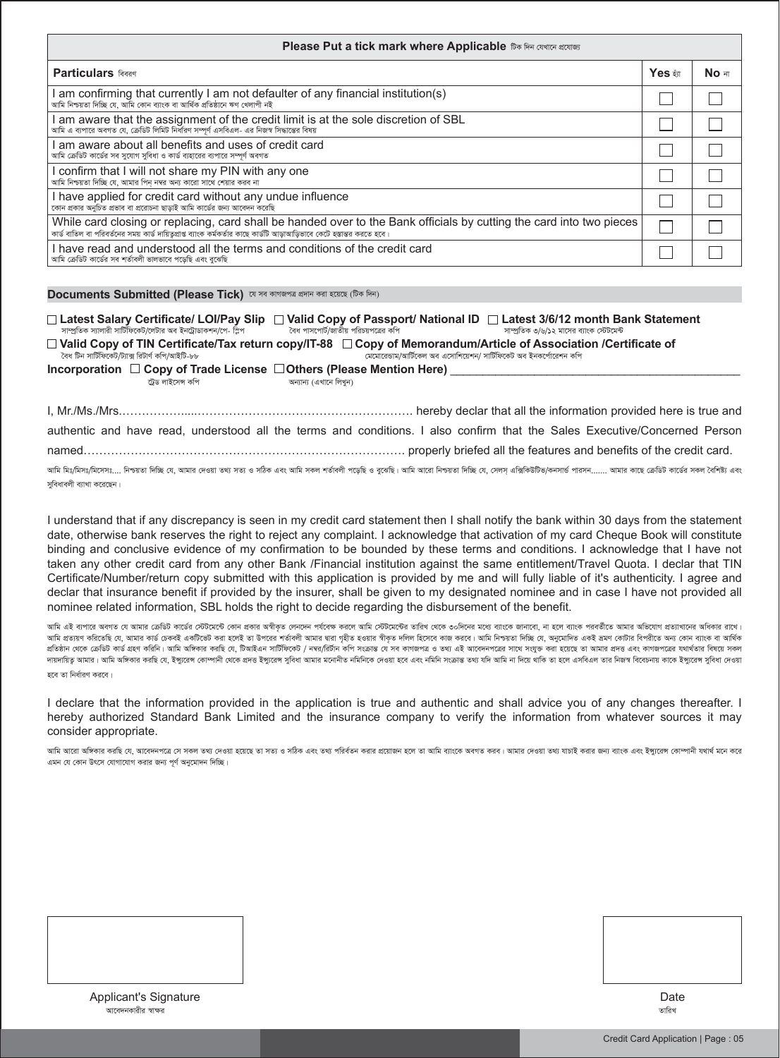| Please Put a tick mark where Applicable টিক দিন যেখানে প্রযোজ্য | | |
|---|---|---|
| **Particulars** বিবরণ | **Yes** হ্যাঁ | **No** না |
| I am confirming that currently I am not defaulter of any financial institution(s)<br>আমি নিশ্চয়তা দিচ্ছি যে, আমি কোন ব্যাংক বা আর্থিক প্রতিষ্ঠানে ঋণ খেলাপী নই | ☐ | ☐ |
| I am aware that the assignment of the credit limit is at the sole discretion of SBL<br>আমি এ ব্যাপারে অবগত যে, ক্রেডিট লিমিট নির্ধারণ সম্পূর্ণ এসবিএল- এর নিজস্ব সিদ্ধান্তের বিষয় | ☐ | ☐ |
| I am aware about all benefits and uses of credit card<br>আমি ক্রেডিট কার্ডের সব সুযোগ সুবিধা ও কার্ড ব্যহারের ব্যাপারে সম্পূর্ণ অবগত | ☐ | ☐ |
| I confirm that I will not share my PIN with any one<br>আমি নিশ্চয়তা দিচ্ছি যে, আমার পিন্ নম্বর অন্য কারো সাথে শেয়ার করব না | ☐ | ☐ |
| I have applied for credit card without any undue influence<br>কোন প্রকার অনুচিত প্রভাব বা প্ররোচনা ছাড়াই আমি কার্ডের জন্য আবেদন করেছি | ☐ | ☐ |
| While card closing or replacing, card shall be handed over to the Bank officials by cutting the card into two pieces<br>কার্ড বাতিল বা পরিবর্তনের সময় কার্ড দায়িত্বপ্রাপ্ত ব্যাংক কর্মকর্তার কাছে কার্ডটি আড়াআড়িভাবে কেটে হস্তান্তর করতে হবে। | ☐ | ☐ |
| I have read and understood all the terms and conditions of the credit card<br>আমি ক্রেডিট কার্ডের সব শর্তাবলী ভালভাবে পড়েছি এবং বুঝেছি | ☐ | ☐ |

**Documents Submitted (Please Tick)** যে সব কাগজপত্র প্রদান করা হয়েছে (টিক দিন)

☐ **Latest Salary Certificate/ LOI/Pay Slip** সাম্প্রতিক স্যালারী সার্টিফিকেট/লেটার অব ইনট্রোডাকশন/পে- স্লিপ ☐ **Valid Copy of Passport/ National ID** বৈধ পাসপোর্ট/জাতীয় পরিচয়পত্রের কপি ☐ **Latest 3/6/12 month Bank Statement** সাম্প্রতিক ৩/৬/১২ মাসের ব্যাংক স্টেটমেন্ট

☐ **Valid Copy of TIN Certificate/Tax return copy/IT-88** বৈধ টিন সার্টিফিকেট/ট্যাক্স রিটার্ণ কপি/আইটি-৮৮ ☐ **Copy of Memorandum/Article of Association /Certificate of Incorporation** মেমোরেন্ডাম/আর্টিকেল অব এসোসিয়েশন/ সার্টিফিকেট অব ইনকর্পোরেশন কপি ☐ **Copy of Trade License** ট্রেড লাইসেন্স কপি ☐ **Others (Please Mention Here)** অন্যান্য (এখানে লিখুন) ____________________________

I, Mr./Ms./Mrs.…………………………………………………………………. hereby declar that all the information provided here is true and authentic and have read, understood all the terms and conditions. I also confirm that the Sales Executive/Concerned Person named……………………………………………………………………. properly briefed all the features and benefits of the credit card.

আমি মিঃ/মিসঃ/মিসেসঃ.... নিশ্চয়তা দিচ্ছি যে, আমার দেওয়া তথ্য সত্য ও সঠিক এবং আমি সকল শর্তাবলী পড়েছি ও বুঝেছি। আমি আরো নিশ্চয়তা দিচ্ছি যে, সেলস্ এক্সিকিউটিভ/কনসার্ন পারসন....... আমার কাছে ক্রেডিট কার্ডের সকল বৈশিষ্ট্য এবং সুবিধাবলী ব্যাখা করেছেন।

I understand that if any discrepancy is seen in my credit card statement then I shall notify the bank within 30 days from the statement date, otherwise bank reserves the right to reject any complaint. I acknowledge that activation of my card Cheque Book will constitute binding and conclusive evidence of my confirmation to be bounded by these terms and conditions. I acknowledge that I have not taken any other credit card from any other Bank /Financial institution against the same entitlement/Travel Quota. I declar that TIN Certificate/Number/return copy submitted with this application is provided by me and will fully liable of it's authenticity. I agree and declar that insurance benefit if provided by the insurer, shall be given to my designated nominee and in case I have not provided all nominee related information, SBL holds the right to decide regarding the disbursement of the benefit.

আমি এই ব্যাপারে অবগত যে আমার ক্রেডিট কার্ডের স্টেটমেন্টে কোন প্রকার অস্বীকৃত লেনদেন পর্যবেক্ষ করলে আমি স্টেটমেন্টের তারিখ থেকে ৩০দিনের মধ্যে ব্যাংককে জানাবো, না হলে ব্যাংক পরবর্তীতে আমার অভিযোগ প্রত্যাখানের অধিকার রাখে। আমি প্রত্যয়ন করিতেছি যে, আমার কার্ড চেকবই একটিভেট করা হলেই তা উপরের শর্তাবলী আমার দ্বারা গৃহীত হওয়ার স্বীকৃত দলিল হিসেবে কাজ করবে। আমি নিশ্চয়তা দিচ্ছি যে, অনুমোদিত একই ভ্রমণ কোটার বিপরীতে অন্য কোন ব্যাংক বা আর্থিক প্রতিষ্ঠান থেকে ক্রেডিট কার্ড গ্রহণ করিনি। আমি অঙ্গিকার করছি যে, টিআইএন সার্টিফিকেট / নম্বর/রিটান কপি সংক্রান্ত যে সব কাগজপত্র ও তথ্য এই আবেদনপত্রের সাথে সংযুক্ত করা হয়েছে তা আমার প্রদত্ত এবং কাগজপত্রের যথার্থতার বিষয়ে সকল দায়দায়িত্ব আমার। আমি অঙ্গিকার করছি যে, ইন্স্যুরেন্স কোম্পানী থেকে প্রদত্ত ইন্স্যুরেন্স সুবিধা আমার মনোনীত নমিনিকে দেওয়া হবে এবং নমিনি সংক্রান্ত তথ্য যদি আমি না দিয়ে থাকি তা হলে এসবিএল তার নিজস্ব বিবেচনায় কাকে ইন্স্যুরেন্স সুবিধা দেওয়া হবে তা নির্ধারণ করবে।

I declare that the information provided in the application is true and authentic and shall advice you of any changes thereafter. I hereby authorized Standard Bank Limited and the insurance company to verify the information from whatever sources it may consider appropriate.

আমি আরো অঙ্গিকার করছি যে, আবেদনপত্রে সে সকল তথ্য দেওয়া হয়েছে তা সত্য ও সঠিক এবং তথ্য পরিবর্তন করার প্রয়োজন হলে তা আমি ব্যাংকে অবগত করব। আমার দেওয়া তথ্য যাচাই করার জন্য ব্যাংক এবং ইন্স্যুরেন্স কোম্পানী যথার্থ মনে করে এমন যে কোন উৎসে যোগাযোগ করার জন্য পূর্ণ অনুমোদন দিচ্ছি।

Applicant's Signature
আবেদনকারীর স্বাক্ষর

Date
তারিখ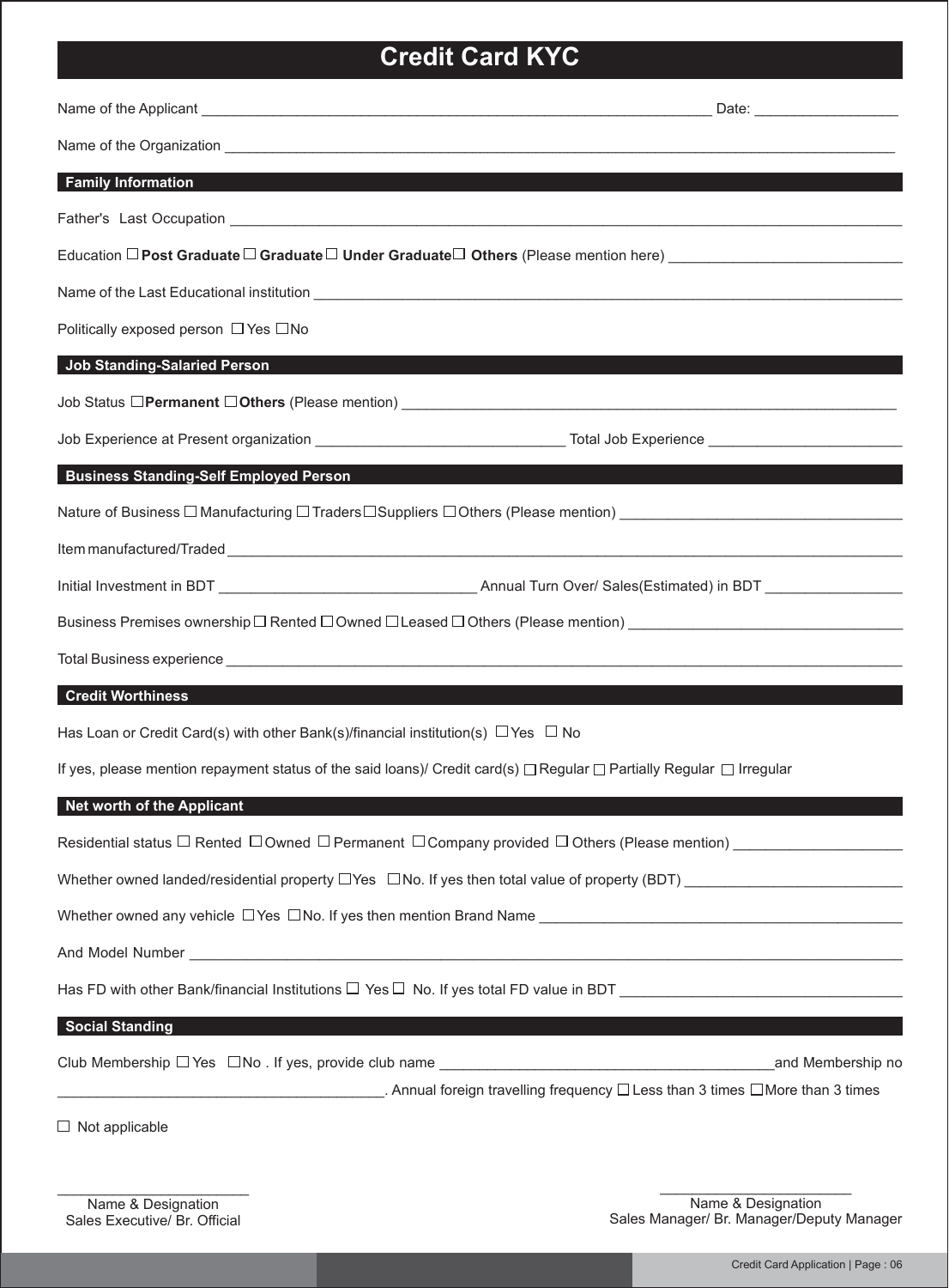# Credit Card KYC

Name of the Applicant ________________________________________________________________ Date: __________________

Name of the Organization ________________________________________________________________________________

## Family Information

Father's Last Occupation ________________________________________________________________________________

Education ☐ **Post Graduate** ☐ **Graduate** ☐ **Under Graduate** ☐ **Others** (Please mention here) ______________________________

Name of the Last Educational institution ____________________________________________________________________

Politically exposed person ☐ Yes ☐ No

## Job Standing-Salaried Person

Job Status ☐ **Permanent** ☐ **Others** (Please mention) ________________________________________________________________

Job Experience at Present organization _______________________________ Total Job Experience ________________________

## Business Standing-Self Employed Person

Nature of Business ☐ Manufacturing ☐ Traders ☐ Suppliers ☐ Others (Please mention) ____________________________________

Item manufactured/Traded ________________________________________________________________________________

Initial Investment in BDT ________________________________ Annual Turn Over/ Sales(Estimated) in BDT _________________

Business Premises ownership ☐ Rented ☐ Owned ☐ Leased ☐ Others (Please mention) __________________________________

Total Business experience ________________________________________________________________________________

## Credit Worthiness

Has Loan or Credit Card(s) with other Bank(s)/financial institution(s) ☐ Yes ☐ No

If yes, please mention repayment status of the said loans)/ Credit card(s) ☐ Regular ☐ Partially Regular ☐ Irregular

## Net worth of the Applicant

Residential status ☐ Rented ☐ Owned ☐ Permanent ☐ Company provided ☐ Others (Please mention) _____________________

Whether owned landed/residential property ☐ Yes ☐ No. If yes then total value of property (BDT) ___________________________

Whether owned any vehicle ☐ Yes ☐ No. If yes then mention Brand Name ______________________________________________

And Model Number ______________________________________________________________________________________

Has FD with other Bank/financial Institutions ☐ Yes ☐ No. If yes total FD value in BDT ___________________________________

## Social Standing

Club Membership ☐ Yes ☐ No . If yes, provide club name __________________________________________ and Membership no

_________________________________________. Annual foreign travelling frequency ☐ Less than 3 times ☐ More than 3 times

☐ Not applicable

________________________
Name & Designation
Sales Executive/ Br. Official

________________________
Name & Designation
Sales Manager/ Br. Manager/Deputy Manager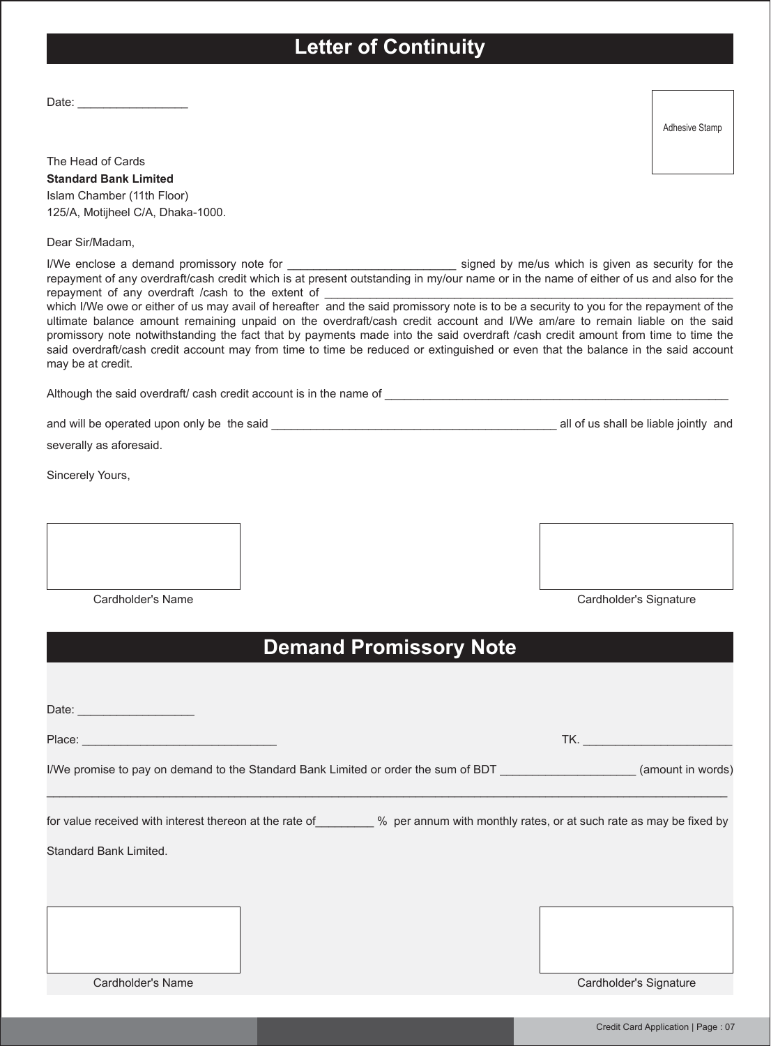# Letter of Continuity

Date: _________________

Adhesive Stamp

The Head of Cards
**Standard Bank Limited**
Islam Chamber (11th Floor)
125/A, Motijheel C/A, Dhaka-1000.

Dear Sir/Madam,

I/We enclose a demand promissory note for __________________________ signed by me/us which is given as security for the repayment of any overdraft/cash credit which is at present outstanding in my/our name or in the name of either of us and also for the repayment of any overdraft /cash to the extent of ______________________________________________________________ which I/We owe or either of us may avail of hereafter and the said promissory note is to be a security to you for the repayment of the ultimate balance amount remaining unpaid on the overdraft/cash credit account and I/We am/are to remain liable on the said promissory note notwithstanding the fact that by payments made into the said overdraft /cash credit amount from time to time the said overdraft/cash credit account may from time to time be reduced or extinguished or even that the balance in the said account may be at credit.

Although the said overdraft/ cash credit account is in the name of ________________________________________________________

and will be operated upon only be the said _____________________________________________ all of us shall be liable jointly and severally as aforesaid.

Sincerely Yours,

Cardholder's Name

Cardholder's Signature

# Demand Promissory Note

Date: _________________

Place: _____________________________

TK. ______________________

I/We promise to pay on demand to the Standard Bank Limited or order the sum of BDT ____________________ (amount in words)

______________________________________________________________________________________________________

for value received with interest thereon at the rate of_________ % per annum with monthly rates, or at such rate as may be fixed by Standard Bank Limited.

Cardholder's Name

Cardholder's Signature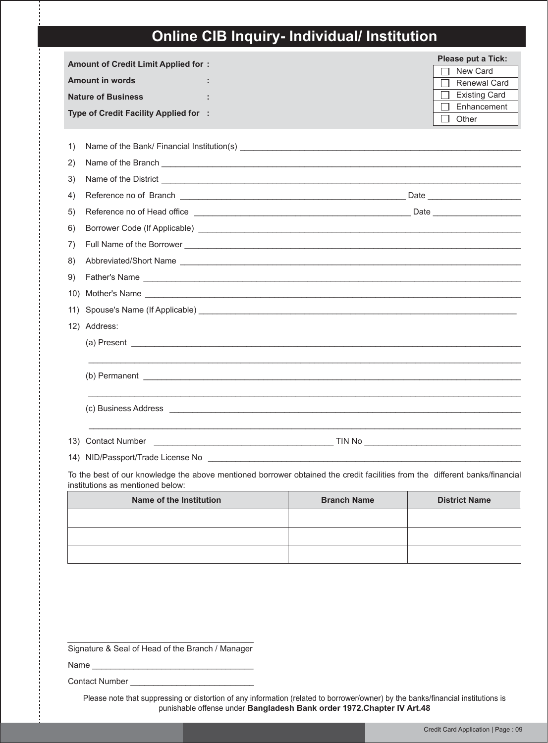# Online CIB Inquiry- Individual/ Institution

**Amount of Credit Limit Applied for :**

**Amount in words :**

**Nature of Business :**

**Type of Credit Facility Applied for :**

**Please put a Tick:**

- ☐ New Card
- ☐ Renewal Card
- ☐ Existing Card
- ☐ Enhancement
- ☐ Other

1) Name of the Bank/ Financial Institution(s) ____________________

2) Name of the Branch ____________________

3) Name of the District ____________________

4) Reference no of Branch ____________________ Date ____________

5) Reference no of Head office ____________________ Date ____________

6) Borrower Code (If Applicable) ____________________

7) Full Name of the Borrower ____________________

8) Abbreviated/Short Name ____________________

9) Father's Name ____________________

10) Mother's Name ____________________

11) Spouse's Name (If Applicable) ____________________

12) Address:

(a) Present ____________________

____________________

(b) Permanent ____________________

____________________

(c) Business Address ____________________

____________________

13) Contact Number ____________________ TIN No ____________________

14) NID/Passport/Trade License No ____________________

To the best of our knowledge the above mentioned borrower obtained the credit facilities from the different banks/financial institutions as mentioned below:

| Name of the Institution | Branch Name | District Name |
|---|---|---|
| | | |
| | | |
| | | |

____________________

Signature & Seal of Head of the Branch / Manager

Name ____________________

Contact Number ____________________

Please note that suppressing or distortion of any information (related to borrower/owner) by the banks/financial institutions is punishable offense under **Bangladesh Bank order 1972.Chapter IV Art.48**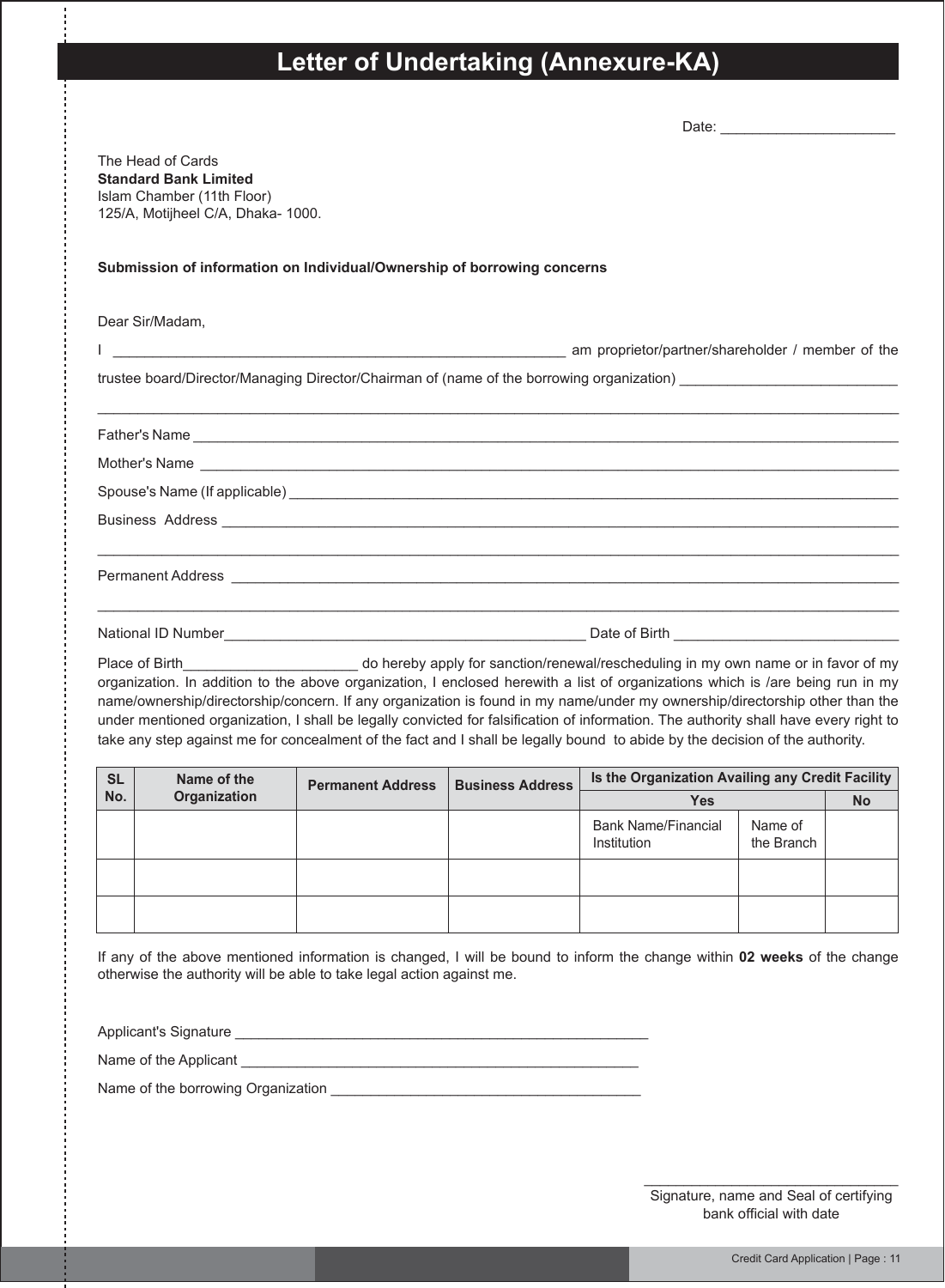# Letter of Undertaking (Annexure-KA)

Date: ______________________

The Head of Cards
**Standard Bank Limited**
Islam Chamber (11th Floor)
125/A, Motijheel C/A, Dhaka- 1000.

**Submission of information on Individual/Ownership of borrowing concerns**

Dear Sir/Madam,

I ___________________________________________________________ am proprietor/partner/shareholder / member of the trustee board/Director/Managing Director/Chairman of (name of the borrowing organization) ____________________________

________________________________________________________________________________________________________

Father's Name ______________________________________________________________________________________________

Mother's Name _____________________________________________________________________________________________

Spouse's Name (If applicable) _______________________________________________________________________________

Business Address __________________________________________________________________________________________

________________________________________________________________________________________________________

Permanent Address _________________________________________________________________________________________

________________________________________________________________________________________________________

National ID Number_______________________________________________ Date of Birth _____________________________

Place of Birth______________________ do hereby apply for sanction/renewal/rescheduling in my own name or in favor of my organization. In addition to the above organization, I enclosed herewith a list of organizations which is /are being run in my name/ownership/directorship/concern. If any organization is found in my name/under my ownership/directorship other than the under mentioned organization, I shall be legally convicted for falsification of information. The authority shall have every right to take any step against me for concealment of the fact and I shall be legally bound to abide by the decision of the authority.

| SL No. | Name of the Organization | Permanent Address | Business Address | Is the Organization Availing any Credit Facility | | |
|---|---|---|---|---|---|---|
| | | | | Yes | | No |
| | | | | Bank Name/Financial Institution | Name of the Branch | |
| | | | | | | |
| | | | | | | |

If any of the above mentioned information is changed, I will be bound to inform the change within **02 weeks** of the change otherwise the authority will be able to take legal action against me.

Applicant's Signature ______________________________________________________

Name of the Applicant ____________________________________________________

Name of the borrowing Organization _______________________________________

______________________________
Signature, name and Seal of certifying bank official with date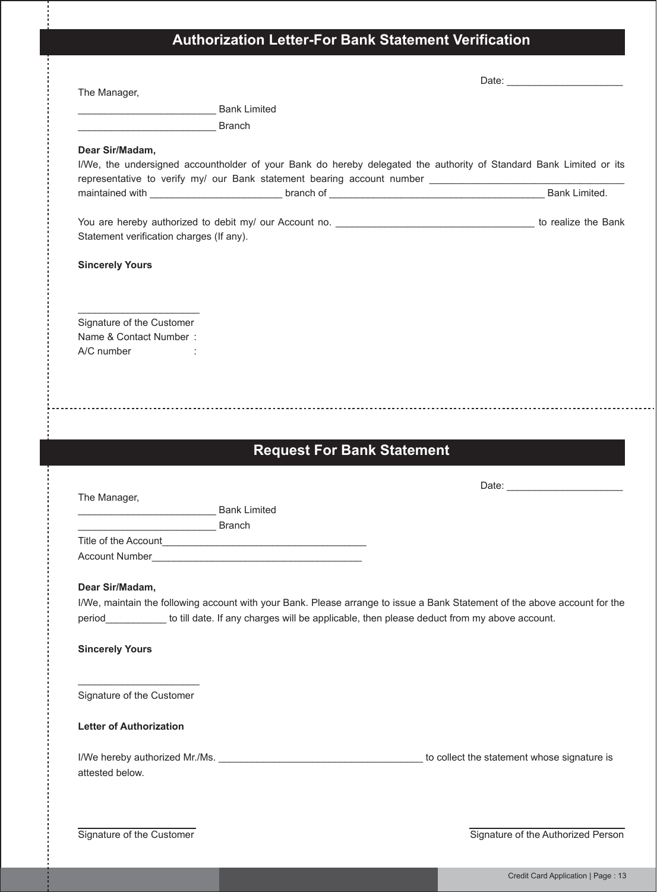## Authorization Letter-For Bank Statement Verification

Date: ____________________

The Manager,

________________________ Bank Limited

________________________ Branch

**Dear Sir/Madam,**

I/We, the undersigned accountholder of your Bank do hereby delegated the authority of Standard Bank Limited or its representative to verify my/ our Bank statement bearing account number __________________________________ maintained with _______________________ branch of ______________________________________ Bank Limited.

You are hereby authorized to debit my/ our Account no. __________________________________ to realize the Bank Statement verification charges (If any).

**Sincerely Yours**

_____________________

Signature of the Customer

Name & Contact Number :

A/C number :

## Request For Bank Statement

Date: ____________________

The Manager,

________________________ Bank Limited

________________________ Branch

Title of the Account____________________________________

Account Number______________________________________

**Dear Sir/Madam,**

I/We, maintain the following account with your Bank. Please arrange to issue a Bank Statement of the above account for the period___________ to till date. If any charges will be applicable, then please deduct from my above account.

**Sincerely Yours**

_____________________

Signature of the Customer

**Letter of Authorization**

I/We hereby authorized Mr./Ms. ____________________________________ to collect the statement whose signature is attested below.

Signature of the Customer

Signature of the Authorized Person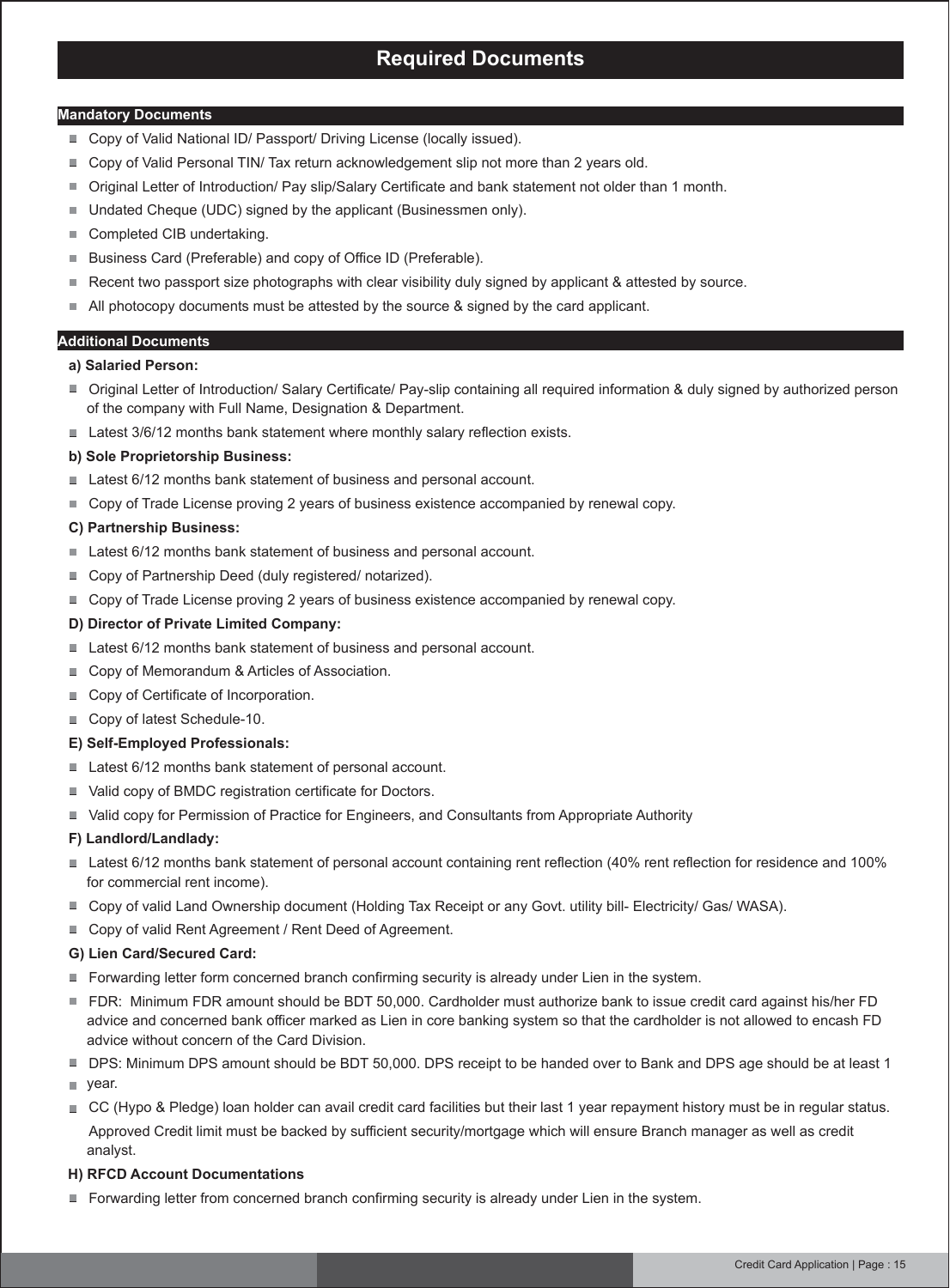# Required Documents

## Mandatory Documents

- Copy of Valid National ID/ Passport/ Driving License (locally issued).
- Copy of Valid Personal TIN/ Tax return acknowledgement slip not more than 2 years old.
- Original Letter of Introduction/ Pay slip/Salary Certificate and bank statement not older than 1 month.
- Undated Cheque (UDC) signed by the applicant (Businessmen only).
- Completed CIB undertaking.
- Business Card (Preferable) and copy of Office ID (Preferable).
- Recent two passport size photographs with clear visibility duly signed by applicant & attested by source.
- All photocopy documents must be attested by the source & signed by the card applicant.

## Additional Documents

**a) Salaried Person:**

- Original Letter of Introduction/ Salary Certificate/ Pay-slip containing all required information & duly signed by authorized person of the company with Full Name, Designation & Department.
- Latest 3/6/12 months bank statement where monthly salary reflection exists.

**b) Sole Proprietorship Business:**

- Latest 6/12 months bank statement of business and personal account.
- Copy of Trade License proving 2 years of business existence accompanied by renewal copy.

**C) Partnership Business:**

- Latest 6/12 months bank statement of business and personal account.
- Copy of Partnership Deed (duly registered/ notarized).
- Copy of Trade License proving 2 years of business existence accompanied by renewal copy.

**D) Director of Private Limited Company:**

- Latest 6/12 months bank statement of business and personal account.
- Copy of Memorandum & Articles of Association.
- Copy of Certificate of Incorporation.
- Copy of latest Schedule-10.

**E) Self-Employed Professionals:**

- Latest 6/12 months bank statement of personal account.
- Valid copy of BMDC registration certificate for Doctors.
- Valid copy for Permission of Practice for Engineers, and Consultants from Appropriate Authority

**F) Landlord/Landlady:**

- Latest 6/12 months bank statement of personal account containing rent reflection (40% rent reflection for residence and 100% for commercial rent income).
- Copy of valid Land Ownership document (Holding Tax Receipt or any Govt. utility bill- Electricity/ Gas/ WASA).
- Copy of valid Rent Agreement / Rent Deed of Agreement.

**G) Lien Card/Secured Card:**

- Forwarding letter form concerned branch confirming security is already under Lien in the system.
- FDR: Minimum FDR amount should be BDT 50,000. Cardholder must authorize bank to issue credit card against his/her FD advice and concerned bank officer marked as Lien in core banking system so that the cardholder is not allowed to encash FD advice without concern of the Card Division.
- DPS: Minimum DPS amount should be BDT 50,000. DPS receipt to be handed over to Bank and DPS age should be at least 1 year.
- CC (Hypo & Pledge) loan holder can avail credit card facilities but their last 1 year repayment history must be in regular status. Approved Credit limit must be backed by sufficient security/mortgage which will ensure Branch manager as well as credit analyst.

**H) RFCD Account Documentations**

- Forwarding letter from concerned branch confirming security is already under Lien in the system.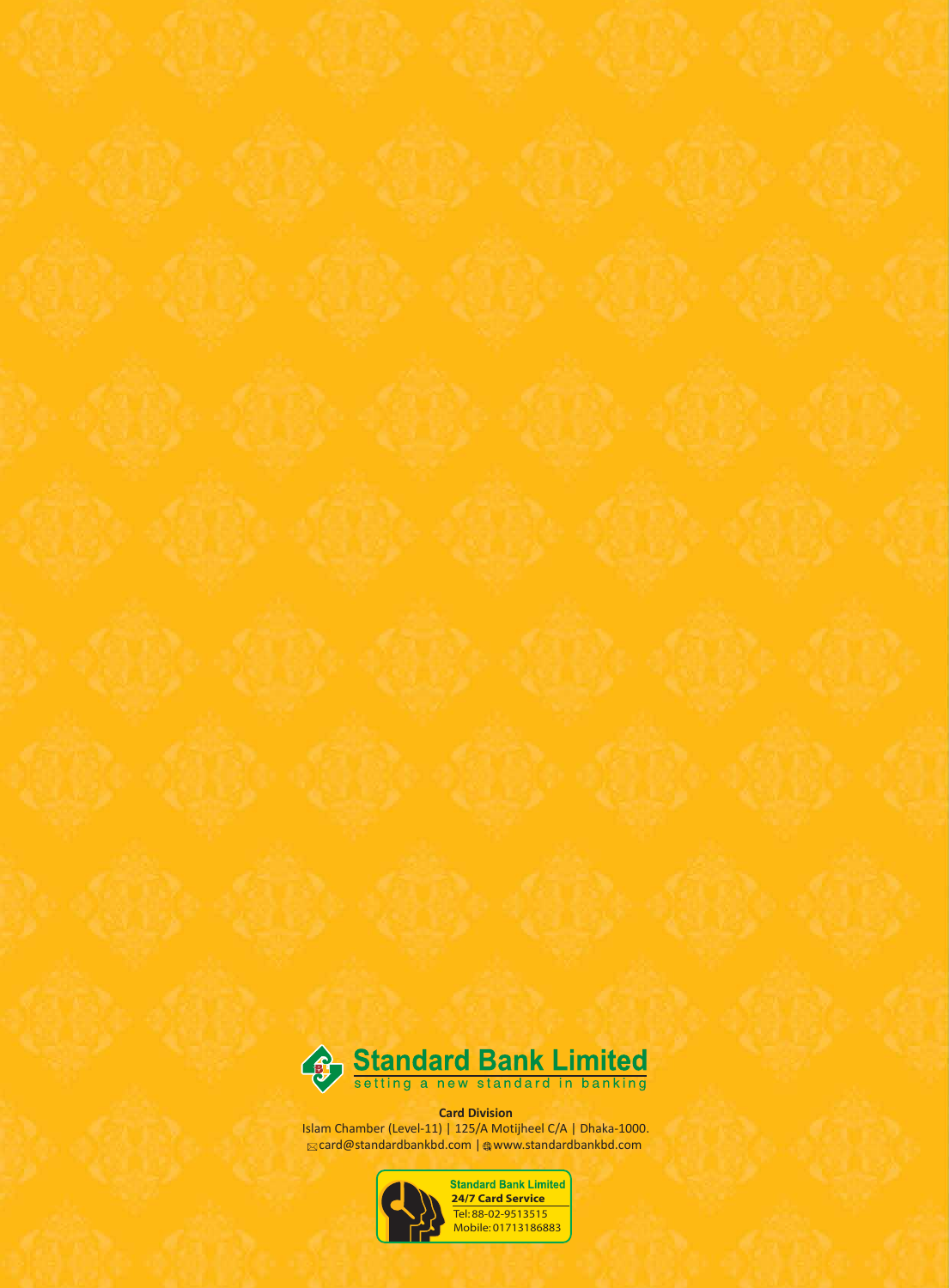**Standard Bank Limited**
setting a new standard in banking

**Card Division**
Islam Chamber (Level-11) | 125/A Motijheel C/A | Dhaka-1000.
card@standardbankbd.com | www.standardbankbd.com

**Standard Bank Limited**
**24/7 Card Service**
Tel: 88-02-9513515
Mobile: 01713186883